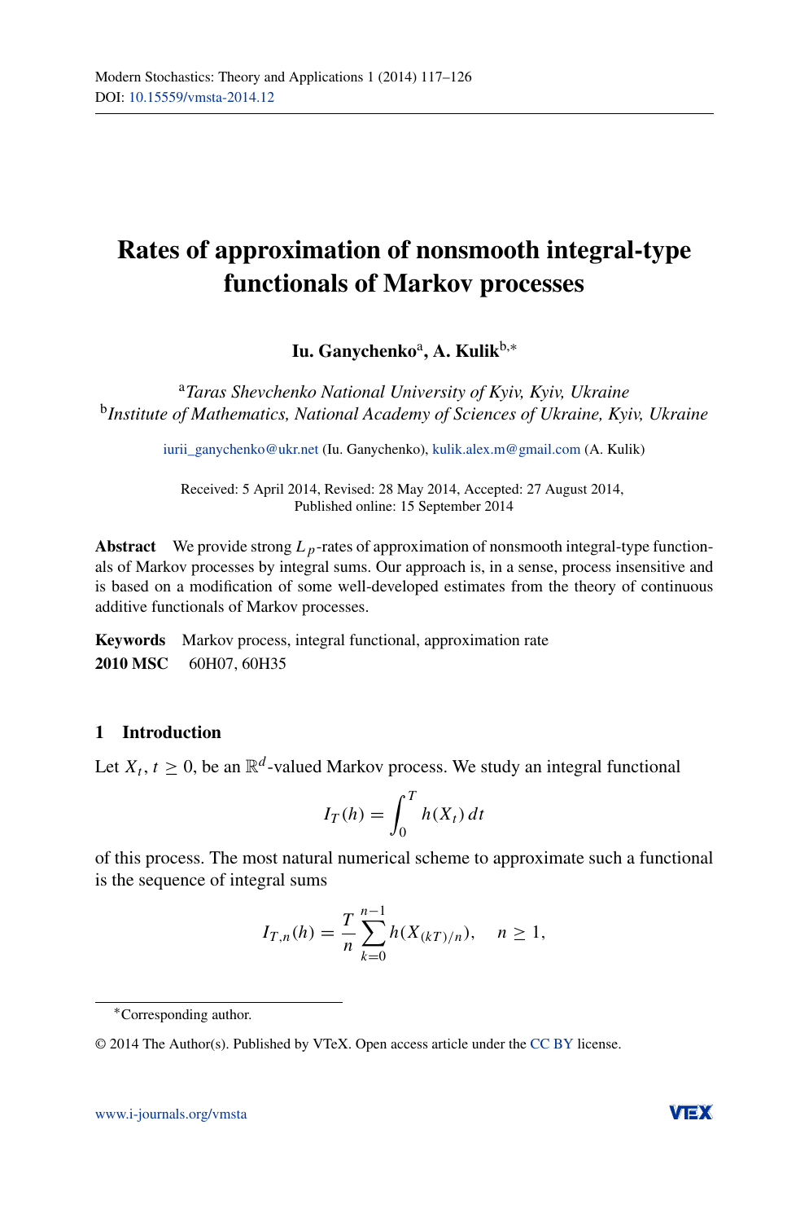# Rates of approximation of nonsmooth integral-type functionals of Markov processes

**Iu. Ganychenko**[a], **A. Kulik**[b,*]

[a]*Taras Shevchenko National University of Kyiv, Kyiv, Ukraine*
[b]*Institute of Mathematics, National Academy of Sciences of Ukraine, Kyiv, Ukraine*

iurii_ganychenko@ukr.net (Iu. Ganychenko), kulik.alex.m@gmail.com (A. Kulik)

Received: 5 April 2014, Revised: 28 May 2014, Accepted: 27 August 2014,
Published online: 15 September 2014

**Abstract** We provide strong $L_p$-rates of approximation of nonsmooth integral-type functionals of Markov processes by integral sums. Our approach is, in a sense, process insensitive and is based on a modification of some well-developed estimates from the theory of continuous additive functionals of Markov processes.

**Keywords** Markov process, integral functional, approximation rate
**2010 MSC** 60H07, 60H35

## 1 Introduction

Let $X_t$, $t \ge 0$, be an $\mathbb{R}^d$-valued Markov process. We study an integral functional

$$I_T(h) = \int_0^T h(X_t)\,dt$$

of this process. The most natural numerical scheme to approximate such a functional is the sequence of integral sums

$$I_{T,n}(h) = \frac{T}{n}\sum_{k=0}^{n-1} h(X_{(kT)/n}), \quad n \ge 1,$$

*Corresponding author.

© 2014 The Author(s). Published by VTeX. Open access article under the CC BY license.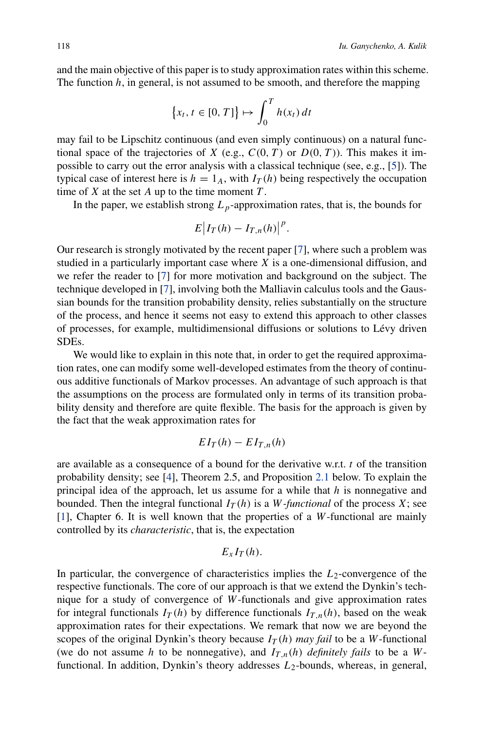and the main objective of this paper is to study approximation rates within this scheme. The function $h$, in general, is not assumed to be smooth, and therefore the mapping

$$\{x_t, t \in [0, T]\} \mapsto \int_0^T h(x_t)\, dt$$

may fail to be Lipschitz continuous (and even simply continuous) on a natural functional space of the trajectories of $X$ (e.g., $C(0, T)$ or $D(0, T)$). This makes it impossible to carry out the error analysis with a classical technique (see, e.g., [5]). The typical case of interest here is $h = 1_A$, with $I_T(h)$ being respectively the occupation time of $X$ at the set $A$ up to the time moment $T$.

In the paper, we establish strong $L_p$-approximation rates, that is, the bounds for

$$E\big|I_T(h) - I_{T,n}(h)\big|^p.$$

Our research is strongly motivated by the recent paper [7], where such a problem was studied in a particularly important case where $X$ is a one-dimensional diffusion, and we refer the reader to [7] for more motivation and background on the subject. The technique developed in [7], involving both the Malliavin calculus tools and the Gaussian bounds for the transition probability density, relies substantially on the structure of the process, and hence it seems not easy to extend this approach to other classes of processes, for example, multidimensional diffusions or solutions to Lévy driven SDEs.

We would like to explain in this note that, in order to get the required approximation rates, one can modify some well-developed estimates from the theory of continuous additive functionals of Markov processes. An advantage of such approach is that the assumptions on the process are formulated only in terms of its transition probability density and therefore are quite flexible. The basis for the approach is given by the fact that the weak approximation rates for

$$EI_T(h) - EI_{T,n}(h)$$

are available as a consequence of a bound for the derivative w.r.t. $t$ of the transition probability density; see [4], Theorem 2.5, and Proposition 2.1 below. To explain the principal idea of the approach, let us assume for a while that $h$ is nonnegative and bounded. Then the integral functional $I_T(h)$ is a $W$*-functional* of the process $X$; see [1], Chapter 6. It is well known that the properties of a $W$-functional are mainly controlled by its *characteristic*, that is, the expectation

$$E_x I_T(h).$$

In particular, the convergence of characteristics implies the $L_2$-convergence of the respective functionals. The core of our approach is that we extend the Dynkin's technique for a study of convergence of $W$-functionals and give approximation rates for integral functionals $I_T(h)$ by difference functionals $I_{T,n}(h)$, based on the weak approximation rates for their expectations. We remark that now we are beyond the scopes of the original Dynkin's theory because $I_T(h)$ *may fail* to be a $W$-functional (we do not assume $h$ to be nonnegative), and $I_{T,n}(h)$ *definitely fails* to be a $W$-functional. In addition, Dynkin's theory addresses $L_2$-bounds, whereas, in general,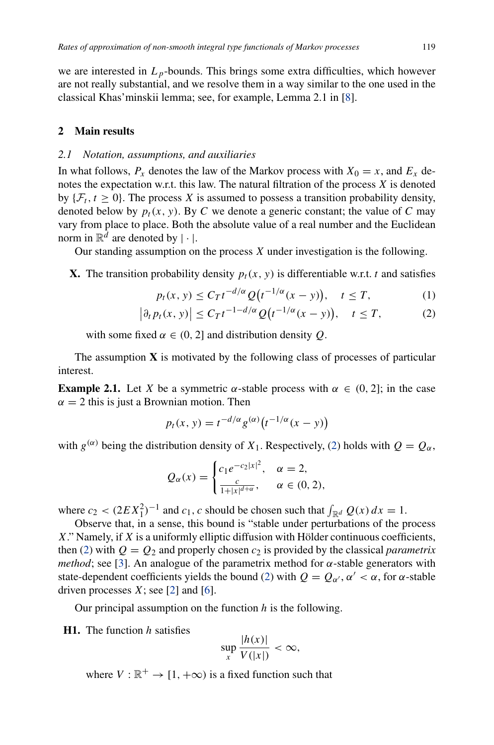we are interested in $L_p$-bounds. This brings some extra difficulties, which however are not really substantial, and we resolve them in a way similar to the one used in the classical Khas'minskii lemma; see, for example, Lemma 2.1 in [8].

## 2 Main results

### 2.1 Notation, assumptions, and auxiliaries

In what follows, $P_x$ denotes the law of the Markov process with $X_0 = x$, and $E_x$ denotes the expectation w.r.t. this law. The natural filtration of the process $X$ is denoted by $\{\mathcal{F}_t, t \geq 0\}$. The process $X$ is assumed to possess a transition probability density, denoted below by $p_t(x, y)$. By $C$ we denote a generic constant; the value of $C$ may vary from place to place. Both the absolute value of a real number and the Euclidean norm in $\mathbb{R}^d$ are denoted by $|\cdot|$.

Our standing assumption on the process $X$ under investigation is the following.

**X.** The transition probability density $p_t(x, y)$ is differentiable w.r.t. $t$ and satisfies

$$p_t(x, y) \leq C_T t^{-d/\alpha} Q\big(t^{-1/\alpha}(x - y)\big), \quad t \leq T, \tag{1}$$

$$\big|\partial_t p_t(x, y)\big| \leq C_T t^{-1-d/\alpha} Q\big(t^{-1/\alpha}(x - y)\big), \quad t \leq T, \tag{2}$$

with some fixed $\alpha \in (0, 2]$ and distribution density $Q$.

The assumption **X** is motivated by the following class of processes of particular interest.

**Example 2.1.** Let $X$ be a symmetric $\alpha$-stable process with $\alpha \in (0, 2]$; in the case $\alpha = 2$ this is just a Brownian motion. Then

$$p_t(x, y) = t^{-d/\alpha} g^{(\alpha)}\big(t^{-1/\alpha}(x - y)\big)$$

with $g^{(\alpha)}$ being the distribution density of $X_1$. Respectively, (2) holds with $Q = Q_\alpha$,

$$Q_\alpha(x) = \begin{cases} c_1 e^{-c_2|x|^2}, & \alpha = 2, \\ \frac{c}{1+|x|^{d+\alpha}}, & \alpha \in (0, 2), \end{cases}$$

where $c_2 < (2EX_1^2)^{-1}$ and $c_1, c$ should be chosen such that $\int_{\mathbb{R}^d} Q(x)\, dx = 1$.

Observe that, in a sense, this bound is "stable under perturbations of the process $X$." Namely, if $X$ is a uniformly elliptic diffusion with Hölder continuous coefficients, then (2) with $Q = Q_2$ and properly chosen $c_2$ is provided by the classical *parametrix method*; see [3]. An analogue of the parametrix method for $\alpha$-stable generators with state-dependent coefficients yields the bound (2) with $Q = Q_{\alpha'}$, $\alpha' < \alpha$, for $\alpha$-stable driven processes $X$; see [2] and [6].

Our principal assumption on the function $h$ is the following.

**H1.** The function $h$ satisfies

$$\sup_x \frac{|h(x)|}{V(|x|)} < \infty,$$

where $V : \mathbb{R}^+ \to [1, +\infty)$ is a fixed function such that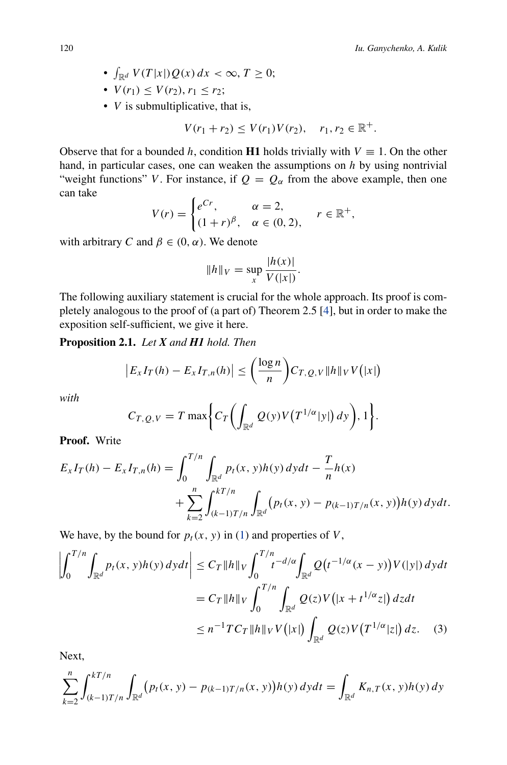- $\int_{\mathbb{R}^d} V(T|x|)Q(x)\,dx < \infty$, $T \geq 0$;
- $V(r_1) \leq V(r_2)$, $r_1 \leq r_2$;
- $V$ is submultiplicative, that is,

$$V(r_1 + r_2) \leq V(r_1)V(r_2), \quad r_1, r_2 \in \mathbb{R}^+.$$

Observe that for a bounded $h$, condition **H1** holds trivially with $V \equiv 1$. On the other hand, in particular cases, one can weaken the assumptions on $h$ by using nontrivial "weight functions" $V$. For instance, if $Q = Q_\alpha$ from the above example, then one can take

$$V(r) = \begin{cases} e^{Cr}, & \alpha = 2, \\ (1+r)^\beta, & \alpha \in (0,2), \end{cases} \qquad r \in \mathbb{R}^+,$$

with arbitrary $C$ and $\beta \in (0, \alpha)$. We denote

$$\|h\|_V = \sup_x \frac{|h(x)|}{V(|x|)}.$$

The following auxiliary statement is crucial for the whole approach. Its proof is completely analogous to the proof of (a part of) Theorem 2.5 [4], but in order to make the exposition self-sufficient, we give it here.

**Proposition 2.1.** *Let* **X** *and* **H1** *hold. Then*

$$\left|E_x I_T(h) - E_x I_{T,n}(h)\right| \leq \left(\frac{\log n}{n}\right) C_{T,Q,V} \|h\|_V V\big(|x|\big)$$

*with*

$$C_{T,Q,V} = T \max\left\{ C_T \left( \int_{\mathbb{R}^d} Q(y) V\big(T^{1/\alpha}|y|\big)\,dy \right), 1 \right\}.$$

**Proof.** Write

$$E_x I_T(h) - E_x I_{T,n}(h) = \int_0^{T/n} \int_{\mathbb{R}^d} p_t(x,y)h(y)\,dydt - \frac{T}{n}h(x) + \sum_{k=2}^n \int_{(k-1)T/n}^{kT/n} \int_{\mathbb{R}^d} \big(p_t(x,y) - p_{(k-1)T/n}(x,y)\big)h(y)\,dydt.$$

We have, by the bound for $p_t(x,y)$ in (1) and properties of $V$,

$$\begin{aligned}
\left| \int_0^{T/n} \int_{\mathbb{R}^d} p_t(x,y)h(y)\,dydt \right| &\leq C_T \|h\|_V \int_0^{T/n} t^{-d/\alpha} \int_{\mathbb{R}^d} Q\big(t^{-1/\alpha}(x-y)\big) V(|y|)\,dydt \\
&= C_T \|h\|_V \int_0^{T/n} \int_{\mathbb{R}^d} Q(z) V\big(|x + t^{1/\alpha}z|\big)\,dzdt \\
&\leq n^{-1} T C_T \|h\|_V V\big(|x|\big) \int_{\mathbb{R}^d} Q(z) V\big(T^{1/\alpha}|z|\big)\,dz. \qquad (3)
\end{aligned}$$

Next,

$$\sum_{k=2}^n \int_{(k-1)T/n}^{kT/n} \int_{\mathbb{R}^d} \big(p_t(x,y) - p_{(k-1)T/n}(x,y)\big)h(y)\,dydt = \int_{\mathbb{R}^d} K_{n,T}(x,y)h(y)\,dy$$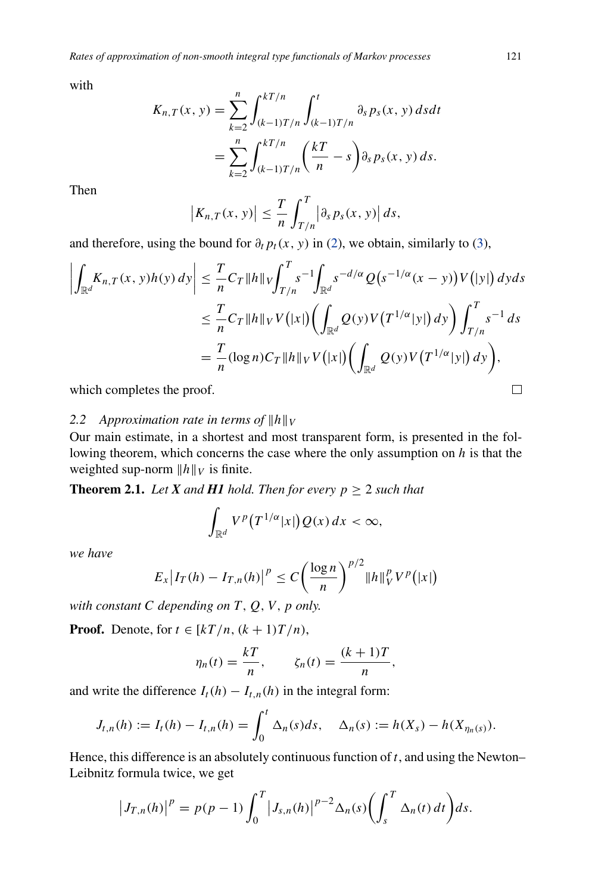with

$$K_{n,T}(x, y) = \sum_{k=2}^{n} \int_{(k-1)T/n}^{kT/n} \int_{(k-1)T/n}^{t} \partial_s p_s(x, y)\, ds dt$$

$$= \sum_{k=2}^{n} \int_{(k-1)T/n}^{kT/n} \left( \frac{kT}{n} - s \right) \partial_s p_s(x, y)\, ds.$$

Then

$$\left| K_{n,T}(x, y) \right| \le \frac{T}{n} \int_{T/n}^{T} \left| \partial_s p_s(x, y) \right| ds,$$

and therefore, using the bound for $\partial_t p_t(x, y)$ in (2), we obtain, similarly to (3),

$$\left| \int_{\mathbb{R}^d} K_{n,T}(x, y) h(y)\, dy \right| \le \frac{T}{n} C_T \|h\|_V \int_{T/n}^{T} s^{-1} \int_{\mathbb{R}^d} s^{-d/\alpha} Q\big(s^{-1/\alpha}(x-y)\big) V\big(|y|\big)\, dy ds$$

$$\le \frac{T}{n} C_T \|h\|_V V\big(|x|\big) \left( \int_{\mathbb{R}^d} Q(y) V\big(T^{1/\alpha}|y|\big)\, dy \right) \int_{T/n}^{T} s^{-1}\, ds$$

$$= \frac{T}{n} (\log n) C_T \|h\|_V V\big(|x|\big) \left( \int_{\mathbb{R}^d} Q(y) V\big(T^{1/\alpha}|y|\big)\, dy \right),$$

which completes the proof. □

### 2.2 Approximation rate in terms of $\|h\|_V$

Our main estimate, in a shortest and most transparent form, is presented in the following theorem, which concerns the case where the only assumption on $h$ is that the weighted sup-norm $\|h\|_V$ is finite.

**Theorem 2.1.** *Let **X** and **H1** hold. Then for every $p \ge 2$ such that*

$$\int_{\mathbb{R}^d} V^p\big(T^{1/\alpha}|x|\big) Q(x)\, dx < \infty,$$

*we have*

$$E_x \left| I_T(h) - I_{T,n}(h) \right|^p \le C \left( \frac{\log n}{n} \right)^{p/2} \|h\|_V^p V^p\big(|x|\big)$$

*with constant $C$ depending on $T$, $Q$, $V$, $p$ only.*

**Proof.** Denote, for $t \in [kT/n, (k+1)T/n)$,

$$\eta_n(t) = \frac{kT}{n}, \qquad \zeta_n(t) = \frac{(k+1)T}{n},$$

and write the difference $I_t(h) - I_{t,n}(h)$ in the integral form:

$$J_{t,n}(h) := I_t(h) - I_{t,n}(h) = \int_0^t \Delta_n(s) ds, \quad \Delta_n(s) := h(X_s) - h(X_{\eta_n(s)}).$$

Hence, this difference is an absolutely continuous function of $t$, and using the Newton–Leibnitz formula twice, we get

$$\left| J_{T,n}(h) \right|^p = p(p-1) \int_0^T \left| J_{s,n}(h) \right|^{p-2} \Delta_n(s) \left( \int_s^T \Delta_n(t)\, dt \right) ds.$$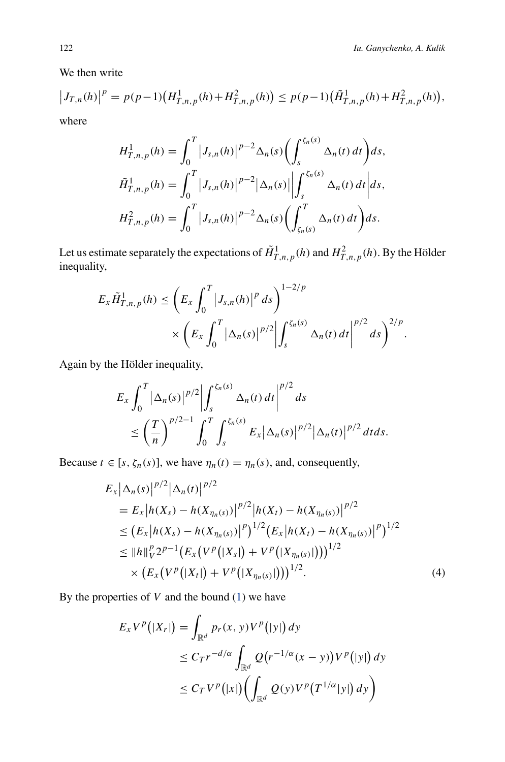We then write

$$\left|J_{T,n}(h)\right|^p = p(p-1)\left(H^1_{T,n,p}(h)+H^2_{T,n,p}(h)\right) \le p(p-1)\left(\tilde{H}^1_{T,n,p}(h)+H^2_{T,n,p}(h)\right),$$

where

$$H^1_{T,n,p}(h) = \int_0^T \left|J_{s,n}(h)\right|^{p-2}\Delta_n(s)\left(\int_s^{\zeta_n(s)}\Delta_n(t)\,dt\right)ds,$$

$$\tilde{H}^1_{T,n,p}(h) = \int_0^T \left|J_{s,n}(h)\right|^{p-2}\left|\Delta_n(s)\right|\left|\int_s^{\zeta_n(s)}\Delta_n(t)\,dt\right|ds,$$

$$H^2_{T,n,p}(h) = \int_0^T \left|J_{s,n}(h)\right|^{p-2}\Delta_n(s)\left(\int_{\zeta_n(s)}^T\Delta_n(t)\,dt\right)ds.$$

Let us estimate separately the expectations of $\tilde{H}^1_{T,n,p}(h)$ and $H^2_{T,n,p}(h)$. By the Hölder inequality,

$$E_x\tilde{H}^1_{T,n,p}(h) \le \left(E_x\int_0^T\left|J_{s,n}(h)\right|^p ds\right)^{1-2/p} \times \left(E_x\int_0^T\left|\Delta_n(s)\right|^{p/2}\left|\int_s^{\zeta_n(s)}\Delta_n(t)\,dt\right|^{p/2}ds\right)^{2/p}.$$

Again by the Hölder inequality,

$$E_x\int_0^T\left|\Delta_n(s)\right|^{p/2}\left|\int_s^{\zeta_n(s)}\Delta_n(t)\,dt\right|^{p/2}ds \le \left(\frac{T}{n}\right)^{p/2-1}\int_0^T\int_s^{\zeta_n(s)}E_x\left|\Delta_n(s)\right|^{p/2}\left|\Delta_n(t)\right|^{p/2}dt\,ds.$$

Because $t \in [s, \zeta_n(s)]$, we have $\eta_n(t) = \eta_n(s)$, and, consequently,

$$\begin{aligned}
&E_x\left|\Delta_n(s)\right|^{p/2}\left|\Delta_n(t)\right|^{p/2} \\
&\quad = E_x\left|h(X_s)-h(X_{\eta_n(s)})\right|^{p/2}\left|h(X_t)-h(X_{\eta_n(s)})\right|^{p/2} \\
&\quad \le \left(E_x\left|h(X_s)-h(X_{\eta_n(s)})\right|^p\right)^{1/2}\left(E_x\left|h(X_t)-h(X_{\eta_n(s)})\right|^p\right)^{1/2} \\
&\quad \le \|h\|_V^p 2^{p-1}\left(E_x\left(V^p\left(|X_s|\right)+V^p\left(|X_{\eta_n(s)}|\right)\right)\right)^{1/2} \\
&\qquad \times \left(E_x\left(V^p\left(|X_t|\right)+V^p\left(|X_{\eta_n(s)}|\right)\right)\right)^{1/2}.
\end{aligned} \tag{4}$$

By the properties of $V$ and the bound (1) we have

$$\begin{aligned}
E_xV^p\left(|X_r|\right) &= \int_{\mathbb{R}^d}p_r(x,y)V^p\left(|y|\right)dy \\
&\le C_T r^{-d/\alpha}\int_{\mathbb{R}^d}Q\left(r^{-1/\alpha}(x-y)\right)V^p\left(|y|\right)dy \\
&\le C_T V^p\left(|x|\right)\left(\int_{\mathbb{R}^d}Q(y)V^p\left(T^{1/\alpha}|y|\right)dy\right)
\end{aligned}$$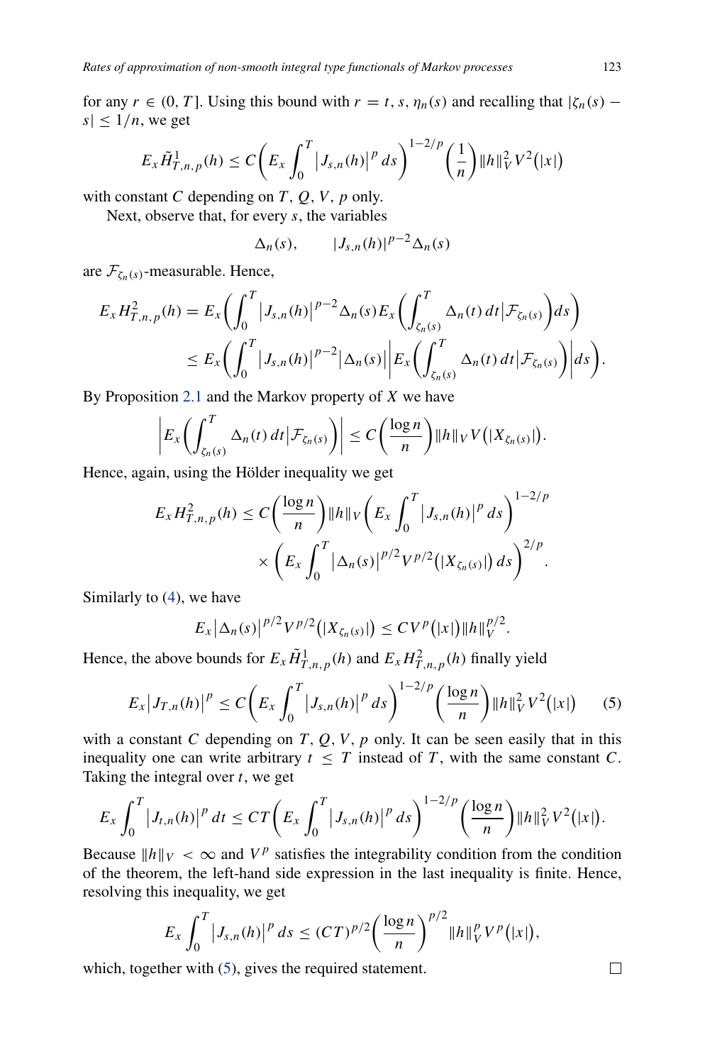for any $r \in (0, T]$. Using this bound with $r = t, s, \eta_n(s)$ and recalling that $|\zeta_n(s) - s| \le 1/n$, we get

$$E_x \tilde{H}^1_{T,n,p}(h) \le C\bigg(E_x \int_0^T \big|J_{s,n}(h)\big|^p\,ds\bigg)^{1-2/p}\bigg(\frac{1}{n}\bigg)\|h\|_V^2 V^2\big(|x|\big)$$

with constant $C$ depending on $T$, $Q$, $V$, $p$ only.

Next, observe that, for every $s$, the variables

$$\Delta_n(s), \qquad |J_{s,n}(h)|^{p-2}\Delta_n(s)$$

are $\mathcal{F}_{\zeta_n(s)}$-measurable. Hence,

$$\begin{aligned}
E_x H^2_{T,n,p}(h) &= E_x\bigg(\int_0^T \big|J_{s,n}(h)\big|^{p-2}\Delta_n(s) E_x\bigg(\int_{\zeta_n(s)}^T \Delta_n(t)\,dt\big|\mathcal{F}_{\zeta_n(s)}\bigg)ds\bigg)\\
&\le E_x\bigg(\int_0^T \big|J_{s,n}(h)\big|^{p-2}\big|\Delta_n(s)\big|\bigg|E_x\bigg(\int_{\zeta_n(s)}^T \Delta_n(t)\,dt\big|\mathcal{F}_{\zeta_n(s)}\bigg)\bigg|ds\bigg).
\end{aligned}$$

By Proposition 2.1 and the Markov property of $X$ we have

$$\bigg|E_x\bigg(\int_{\zeta_n(s)}^T \Delta_n(t)\,dt\big|\mathcal{F}_{\zeta_n(s)}\bigg)\bigg| \le C\bigg(\frac{\log n}{n}\bigg)\|h\|_V V\big(|X_{\zeta_n(s)}|\big).$$

Hence, again, using the Hölder inequality we get

$$\begin{aligned}
E_x H^2_{T,n,p}(h) \le C\bigg(\frac{\log n}{n}\bigg)\|h\|_V &\bigg(E_x \int_0^T \big|J_{s,n}(h)\big|^p\,ds\bigg)^{1-2/p}\\
&\times \bigg(E_x \int_0^T \big|\Delta_n(s)\big|^{p/2} V^{p/2}\big(|X_{\zeta_n(s)}|\big)\,ds\bigg)^{2/p}.
\end{aligned}$$

Similarly to (4), we have

$$E_x\big|\Delta_n(s)\big|^{p/2} V^{p/2}\big(|X_{\zeta_n(s)}|\big) \le C V^p\big(|x|\big)\|h\|_V^{p/2}.$$

Hence, the above bounds for $E_x \tilde{H}^1_{T,n,p}(h)$ and $E_x H^2_{T,n,p}(h)$ finally yield

$$E_x\big|J_{T,n}(h)\big|^p \le C\bigg(E_x \int_0^T \big|J_{s,n}(h)\big|^p\,ds\bigg)^{1-2/p}\bigg(\frac{\log n}{n}\bigg)\|h\|_V^2 V^2\big(|x|\big) \tag{5}$$

with a constant $C$ depending on $T$, $Q$, $V$, $p$ only. It can be seen easily that in this inequality one can write arbitrary $t \le T$ instead of $T$, with the same constant $C$. Taking the integral over $t$, we get

$$E_x \int_0^T \big|J_{t,n}(h)\big|^p\,dt \le CT\bigg(E_x \int_0^T \big|J_{s,n}(h)\big|^p\,ds\bigg)^{1-2/p}\bigg(\frac{\log n}{n}\bigg)\|h\|_V^2 V^2\big(|x|\big).$$

Because $\|h\|_V < \infty$ and $V^p$ satisfies the integrability condition from the condition of the theorem, the left-hand side expression in the last inequality is finite. Hence, resolving this inequality, we get

$$E_x \int_0^T \big|J_{s,n}(h)\big|^p\,ds \le (CT)^{p/2}\bigg(\frac{\log n}{n}\bigg)^{p/2}\|h\|_V^p V^p\big(|x|\big),$$

which, together with (5), gives the required statement. □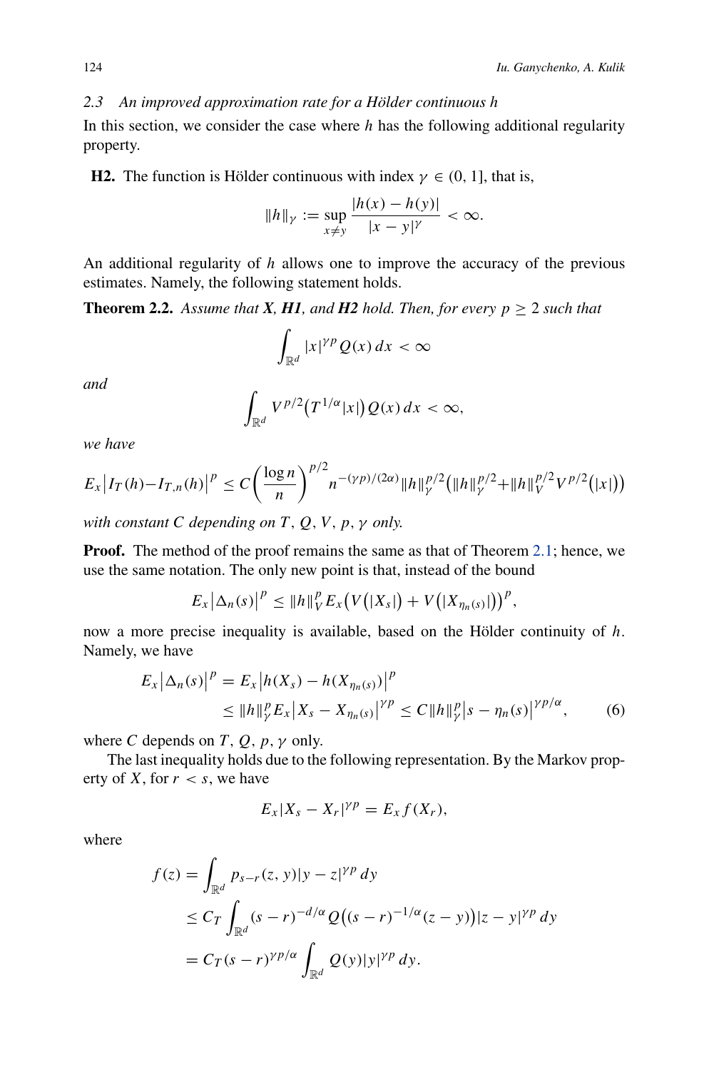### 2.3 An improved approximation rate for a Hölder continuous $h$

In this section, we consider the case where $h$ has the following additional regularity property.

**H2.** The function is Hölder continuous with index $\gamma \in (0, 1]$, that is,

$$\|h\|_\gamma := \sup_{x \neq y} \frac{|h(x) - h(y)|}{|x - y|^\gamma} < \infty.$$

An additional regularity of $h$ allows one to improve the accuracy of the previous estimates. Namely, the following statement holds.

**Theorem 2.2.** *Assume that **X**, **H1**, and **H2** hold. Then, for every $p \geq 2$ such that*

$$\int_{\mathbb{R}^d} |x|^{\gamma p} Q(x)\, dx < \infty$$

*and*

$$\int_{\mathbb{R}^d} V^{p/2}\big(T^{1/\alpha}|x|\big) Q(x)\, dx < \infty,$$

*we have*

$$E_x\big|I_T(h) - I_{T,n}(h)\big|^p \leq C\left(\frac{\log n}{n}\right)^{p/2} n^{-(\gamma p)/(2\alpha)} \|h\|_\gamma^{p/2}\big(\|h\|_\gamma^{p/2} + \|h\|_V^{p/2} V^{p/2}\big(|x|\big)\big)$$

*with constant $C$ depending on $T$, $Q$, $V$, $p$, $\gamma$ only.*

**Proof.** The method of the proof remains the same as that of Theorem 2.1; hence, we use the same notation. The only new point is that, instead of the bound

$$E_x\big|\Delta_n(s)\big|^p \leq \|h\|_V^p E_x\big(V\big(|X_s|\big) + V\big(|X_{\eta_n(s)}|\big)\big)^p,$$

now a more precise inequality is available, based on the Hölder continuity of $h$. Namely, we have

$$\begin{aligned} E_x\big|\Delta_n(s)\big|^p &= E_x\big|h(X_s) - h(X_{\eta_n(s)})\big|^p \\ &\leq \|h\|_\gamma^p E_x\big|X_s - X_{\eta_n(s)}\big|^{\gamma p} \leq C\|h\|_\gamma^p\big|s - \eta_n(s)\big|^{\gamma p/\alpha}, \end{aligned} \tag{6}$$

where $C$ depends on $T$, $Q$, $p$, $\gamma$ only.

The last inequality holds due to the following representation. By the Markov property of $X$, for $r < s$, we have

$$E_x|X_s - X_r|^{\gamma p} = E_x f(X_r),$$

where

$$\begin{aligned} f(z) &= \int_{\mathbb{R}^d} p_{s-r}(z, y)|y - z|^{\gamma p}\, dy \\ &\leq C_T \int_{\mathbb{R}^d} (s - r)^{-d/\alpha} Q\big((s - r)^{-1/\alpha}(z - y)\big)|z - y|^{\gamma p}\, dy \\ &= C_T (s - r)^{\gamma p/\alpha} \int_{\mathbb{R}^d} Q(y)|y|^{\gamma p}\, dy. \end{aligned}$$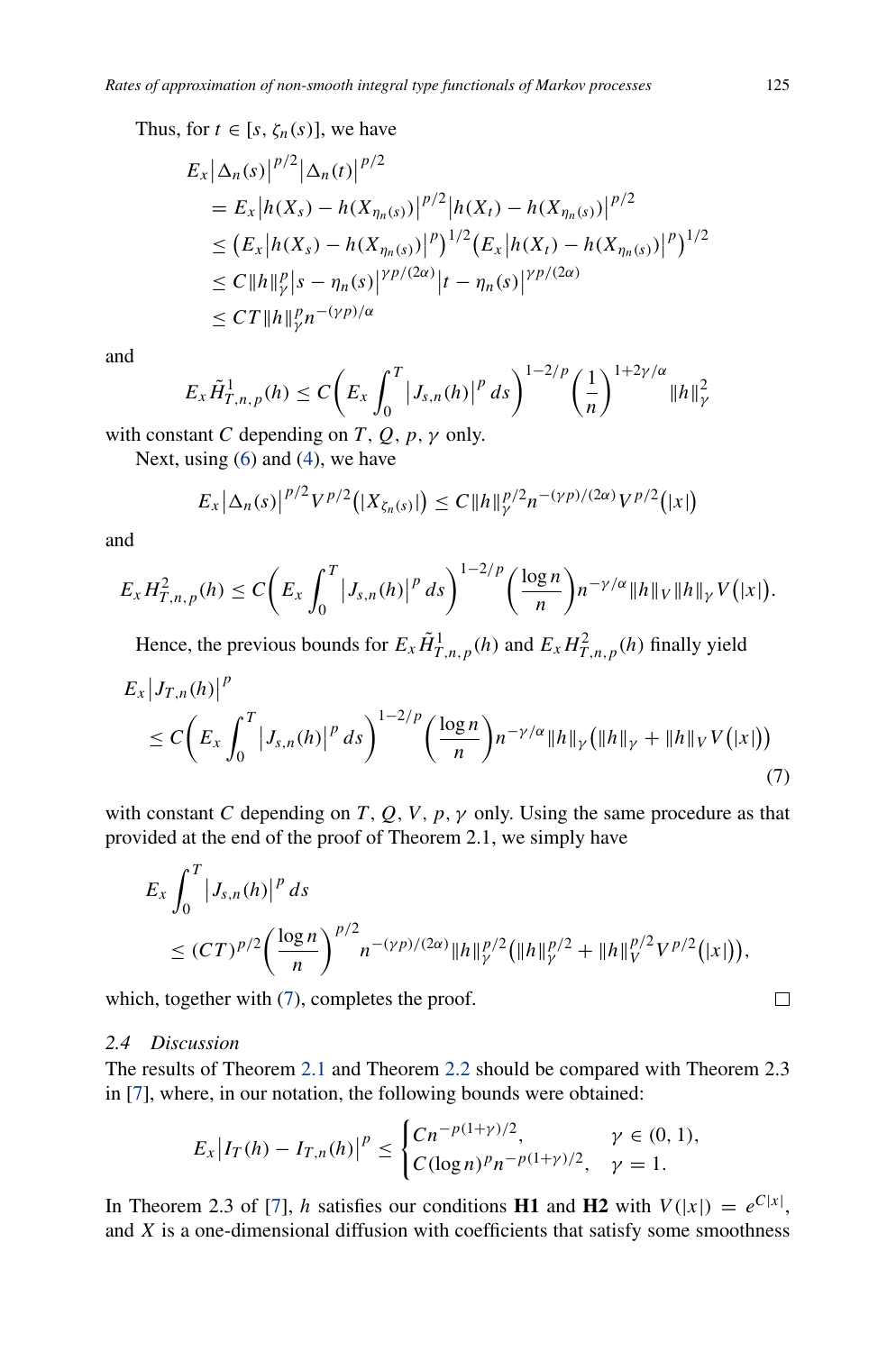Thus, for $t \in [s, \zeta_n(s)]$, we have

$$
\begin{aligned}
&E_x\big|\Delta_n(s)\big|^{p/2}\big|\Delta_n(t)\big|^{p/2} \\
&\quad = E_x\big|h(X_s) - h(X_{\eta_n(s)})\big|^{p/2}\big|h(X_t) - h(X_{\eta_n(s)})\big|^{p/2} \\
&\quad \le \big(E_x\big|h(X_s) - h(X_{\eta_n(s)})\big|^{p}\big)^{1/2}\big(E_x\big|h(X_t) - h(X_{\eta_n(s)})\big|^{p}\big)^{1/2} \\
&\quad \le C\|h\|_\gamma^p\big|s - \eta_n(s)\big|^{\gamma p/(2\alpha)}\big|t - \eta_n(s)\big|^{\gamma p/(2\alpha)} \\
&\quad \le CT\|h\|_\gamma^p n^{-(\gamma p)/\alpha}
\end{aligned}
$$

and

$$
E_x \tilde{H}^1_{T,n,p}(h) \le C\bigg(E_x\int_0^T \big|J_{s,n}(h)\big|^p\,ds\bigg)^{1-2/p}\bigg(\frac{1}{n}\bigg)^{1+2\gamma/\alpha}\|h\|_\gamma^2
$$

with constant $C$ depending on $T$, $Q$, $p$, $\gamma$ only.

Next, using (6) and (4), we have

$$
E_x\big|\Delta_n(s)\big|^{p/2}V^{p/2}\big(|X_{\zeta_n(s)}|\big) \le C\|h\|_\gamma^{p/2}n^{-(\gamma p)/(2\alpha)}V^{p/2}\big(|x|\big)
$$

and

$$
E_x H^2_{T,n,p}(h) \le C\bigg(E_x\int_0^T \big|J_{s,n}(h)\big|^p\,ds\bigg)^{1-2/p}\bigg(\frac{\log n}{n}\bigg)n^{-\gamma/\alpha}\|h\|_V\|h\|_\gamma V\big(|x|\big).
$$

Hence, the previous bounds for $E_x\tilde{H}^1_{T,n,p}(h)$ and $E_x H^2_{T,n,p}(h)$ finally yield

$$
\begin{aligned}
&E_x\big|J_{T,n}(h)\big|^p \\
&\quad \le C\bigg(E_x\int_0^T \big|J_{s,n}(h)\big|^p\,ds\bigg)^{1-2/p}\bigg(\frac{\log n}{n}\bigg)n^{-\gamma/\alpha}\|h\|_\gamma\big(\|h\|_\gamma + \|h\|_V V\big(|x|\big)\big)
\end{aligned}
\tag{7}
$$

with constant $C$ depending on $T$, $Q$, $V$, $p$, $\gamma$ only. Using the same procedure as that provided at the end of the proof of Theorem 2.1, we simply have

$$
\begin{aligned}
&E_x\int_0^T \big|J_{s,n}(h)\big|^p\,ds \\
&\quad \le (CT)^{p/2}\bigg(\frac{\log n}{n}\bigg)^{p/2}n^{-(\gamma p)/(2\alpha)}\|h\|_\gamma^{p/2}\big(\|h\|_\gamma^{p/2} + \|h\|_V^{p/2}V^{p/2}\big(|x|\big)\big),
\end{aligned}
$$

which, together with (7), completes the proof. □

### 2.4 Discussion

The results of Theorem 2.1 and Theorem 2.2 should be compared with Theorem 2.3 in [7], where, in our notation, the following bounds were obtained:

$$
E_x\big|I_T(h) - I_{T,n}(h)\big|^p \le \begin{cases} Cn^{-p(1+\gamma)/2}, & \gamma \in (0,1), \\ C(\log n)^p n^{-p(1+\gamma)/2}, & \gamma = 1. \end{cases}
$$

In Theorem 2.3 of [7], $h$ satisfies our conditions **H1** and **H2** with $V(|x|) = e^{C|x|}$, and $X$ is a one-dimensional diffusion with coefficients that satisfy some smoothness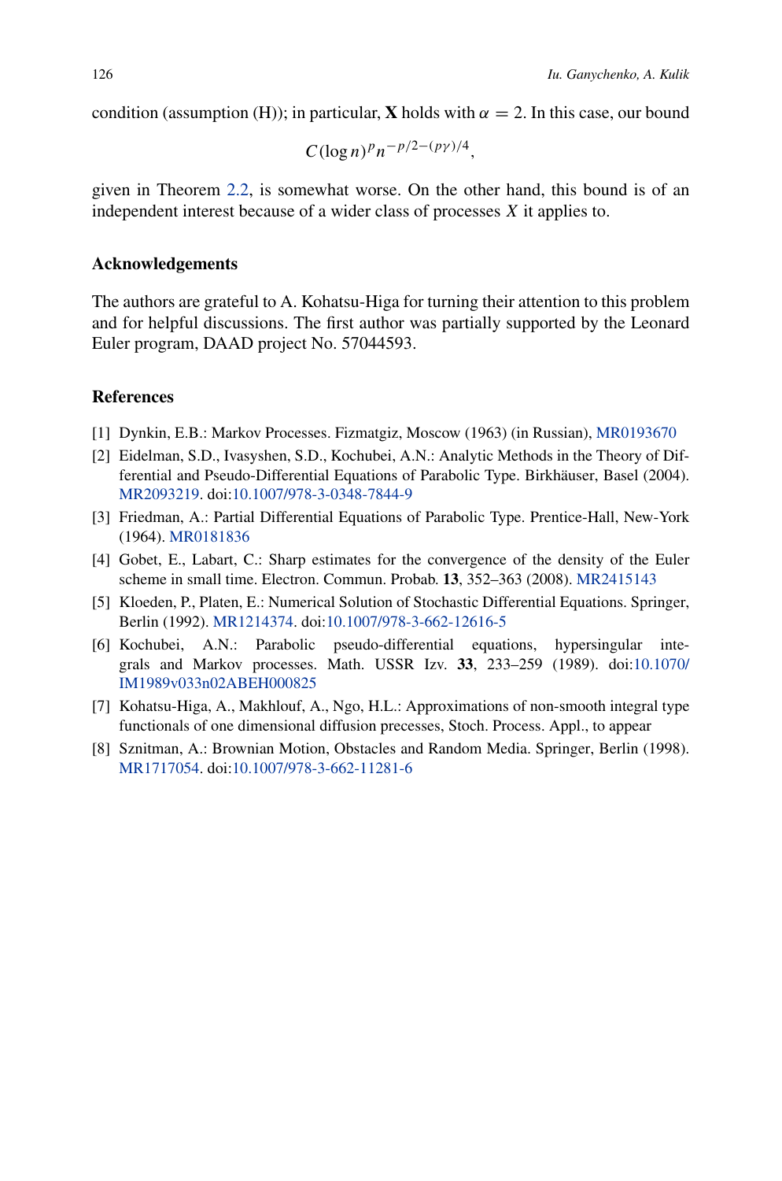condition (assumption (H)); in particular, $\mathbf{X}$ holds with $\alpha = 2$. In this case, our bound

$$C(\log n)^p n^{-p/2-(p\gamma)/4},$$

given in Theorem 2.2, is somewhat worse. On the other hand, this bound is of an independent interest because of a wider class of processes $X$ it applies to.

### Acknowledgements

The authors are grateful to A. Kohatsu-Higa for turning their attention to this problem and for helpful discussions. The first author was partially supported by the Leonard Euler program, DAAD project No. 57044593.

### References

[1] Dynkin, E.B.: Markov Processes. Fizmatgiz, Moscow (1963) (in Russian), MR0193670

[2] Eidelman, S.D., Ivasyshen, S.D., Kochubei, A.N.: Analytic Methods in the Theory of Differential and Pseudo-Differential Equations of Parabolic Type. Birkhäuser, Basel (2004). MR2093219. doi:10.1007/978-3-0348-7844-9

[3] Friedman, A.: Partial Differential Equations of Parabolic Type. Prentice-Hall, New-York (1964). MR0181836

[4] Gobet, E., Labart, C.: Sharp estimates for the convergence of the density of the Euler scheme in small time. Electron. Commun. Probab. **13**, 352–363 (2008). MR2415143

[5] Kloeden, P., Platen, E.: Numerical Solution of Stochastic Differential Equations. Springer, Berlin (1992). MR1214374. doi:10.1007/978-3-662-12616-5

[6] Kochubei, A.N.: Parabolic pseudo-differential equations, hypersingular integrals and Markov processes. Math. USSR Izv. **33**, 233–259 (1989). doi:10.1070/IM1989v033n02ABEH000825

[7] Kohatsu-Higa, A., Makhlouf, A., Ngo, H.L.: Approximations of non-smooth integral type functionals of one dimensional diffusion precesses, Stoch. Process. Appl., to appear

[8] Sznitman, A.: Brownian Motion, Obstacles and Random Media. Springer, Berlin (1998). MR1717054. doi:10.1007/978-3-662-11281-6